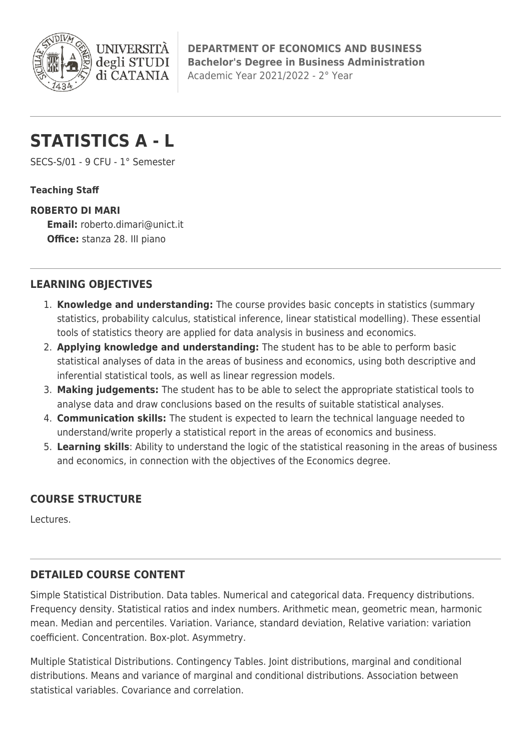UNIVERSITÀ degli STUDI di CATANIA

**DEPARTMENT OF ECONOMICS AND BUSINESS**
**Bachelor's Degree in Business Administration**
Academic Year 2021/2022 - 2° Year

# STATISTICS A - L

SECS-S/01 - 9 CFU - 1° Semester

**Teaching Staff**

**ROBERTO DI MARI**
**Email:** roberto.dimari@unict.it
**Office:** stanza 28. III piano

## LEARNING OBJECTIVES

1. **Knowledge and understanding:** The course provides basic concepts in statistics (summary statistics, probability calculus, statistical inference, linear statistical modelling). These essential tools of statistics theory are applied for data analysis in business and economics.
2. **Applying knowledge and understanding:** The student has to be able to perform basic statistical analyses of data in the areas of business and economics, using both descriptive and inferential statistical tools, as well as linear regression models.
3. **Making judgements:** The student has to be able to select the appropriate statistical tools to analyse data and draw conclusions based on the results of suitable statistical analyses.
4. **Communication skills:** The student is expected to learn the technical language needed to understand/write properly a statistical report in the areas of economics and business.
5. **Learning skills**: Ability to understand the logic of the statistical reasoning in the areas of business and economics, in connection with the objectives of the Economics degree.

## COURSE STRUCTURE

Lectures.

## DETAILED COURSE CONTENT

Simple Statistical Distribution. Data tables. Numerical and categorical data. Frequency distributions. Frequency density. Statistical ratios and index numbers. Arithmetic mean, geometric mean, harmonic mean. Median and percentiles. Variation. Variance, standard deviation, Relative variation: variation coefficient. Concentration. Box-plot. Asymmetry.

Multiple Statistical Distributions. Contingency Tables. Joint distributions, marginal and conditional distributions. Means and variance of marginal and conditional distributions. Association between statistical variables. Covariance and correlation.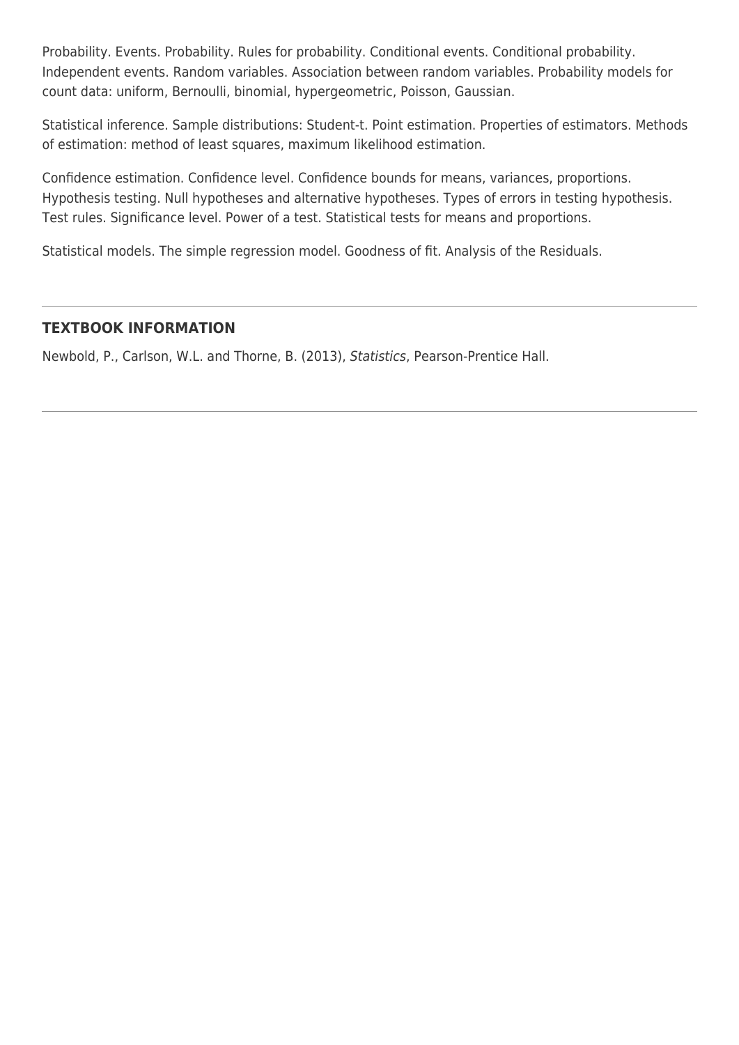Probability. Events. Probability. Rules for probability. Conditional events. Conditional probability. Independent events. Random variables. Association between random variables. Probability models for count data: uniform, Bernoulli, binomial, hypergeometric, Poisson, Gaussian.

Statistical inference. Sample distributions: Student-t. Point estimation. Properties of estimators. Methods of estimation: method of least squares, maximum likelihood estimation.

Confidence estimation. Confidence level. Confidence bounds for means, variances, proportions. Hypothesis testing. Null hypotheses and alternative hypotheses. Types of errors in testing hypothesis. Test rules. Significance level. Power of a test. Statistical tests for means and proportions.

Statistical models. The simple regression model. Goodness of fit. Analysis of the Residuals.

---

## TEXTBOOK INFORMATION

Newbold, P., Carlson, W.L. and Thorne, B. (2013), *Statistics*, Pearson-Prentice Hall.

---